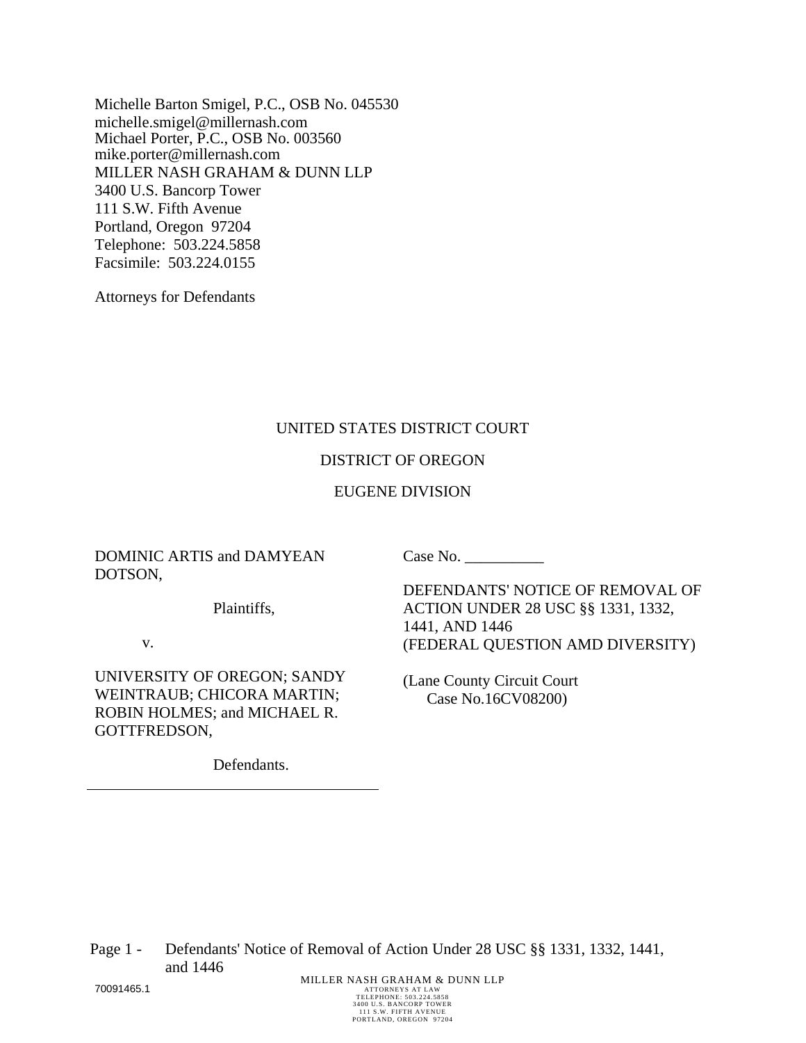Michelle Barton Smigel, P.C., OSB No. 045530
michelle.smigel@millernash.com
Michael Porter, P.C., OSB No. 003560
mike.porter@millernash.com
MILLER NASH GRAHAM & DUNN LLP
3400 U.S. Bancorp Tower
111 S.W. Fifth Avenue
Portland, Oregon 97204
Telephone: 503.224.5858
Facsimile: 503.224.0155

Attorneys for Defendants

UNITED STATES DISTRICT COURT

DISTRICT OF OREGON

EUGENE DIVISION

DOMINIC ARTIS and DAMYEAN DOTSON,

Plaintiffs,

v.

UNIVERSITY OF OREGON; SANDY WEINTRAUB; CHICORA MARTIN; ROBIN HOLMES; and MICHAEL R. GOTTFREDSON,

Defendants.

Case No. __________

DEFENDANTS' NOTICE OF REMOVAL OF ACTION UNDER 28 USC §§ 1331, 1332, 1441, AND 1446
(FEDERAL QUESTION AMD DIVERSITY)

(Lane County Circuit Court Case No.16CV08200)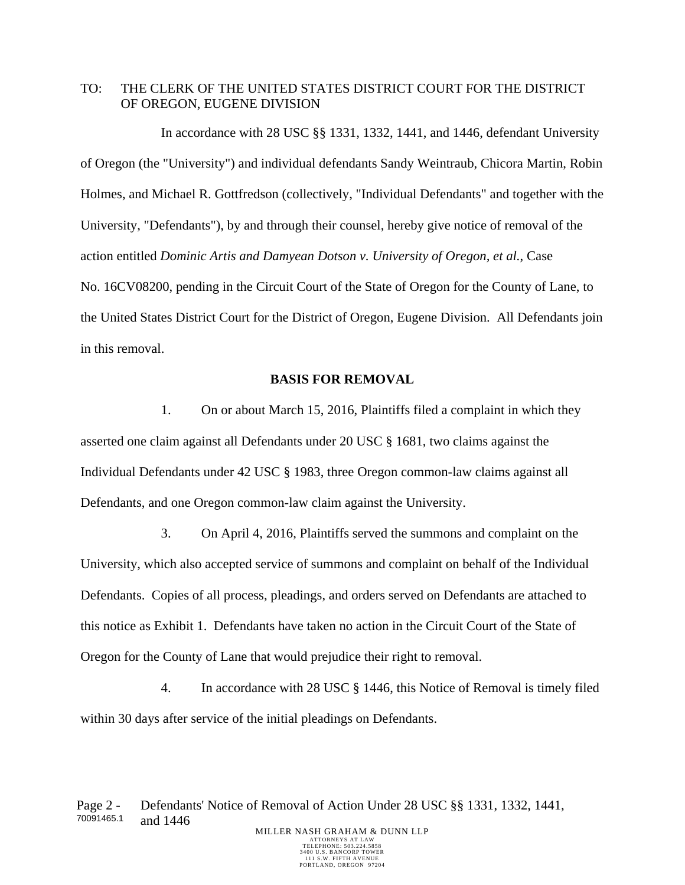TO: THE CLERK OF THE UNITED STATES DISTRICT COURT FOR THE DISTRICT OF OREGON, EUGENE DIVISION

In accordance with 28 USC §§ 1331, 1332, 1441, and 1446, defendant University of Oregon (the "University") and individual defendants Sandy Weintraub, Chicora Martin, Robin Holmes, and Michael R. Gottfredson (collectively, "Individual Defendants" and together with the University, "Defendants"), by and through their counsel, hereby give notice of removal of the action entitled *Dominic Artis and Damyean Dotson v. University of Oregon, et al.*, Case No. 16CV08200, pending in the Circuit Court of the State of Oregon for the County of Lane, to the United States District Court for the District of Oregon, Eugene Division. All Defendants join in this removal.

**BASIS FOR REMOVAL**

1. On or about March 15, 2016, Plaintiffs filed a complaint in which they asserted one claim against all Defendants under 20 USC § 1681, two claims against the Individual Defendants under 42 USC § 1983, three Oregon common-law claims against all Defendants, and one Oregon common-law claim against the University.

3. On April 4, 2016, Plaintiffs served the summons and complaint on the University, which also accepted service of summons and complaint on behalf of the Individual Defendants. Copies of all process, pleadings, and orders served on Defendants are attached to this notice as Exhibit 1. Defendants have taken no action in the Circuit Court of the State of Oregon for the County of Lane that would prejudice their right to removal.

4. In accordance with 28 USC § 1446, this Notice of Removal is timely filed within 30 days after service of the initial pleadings on Defendants.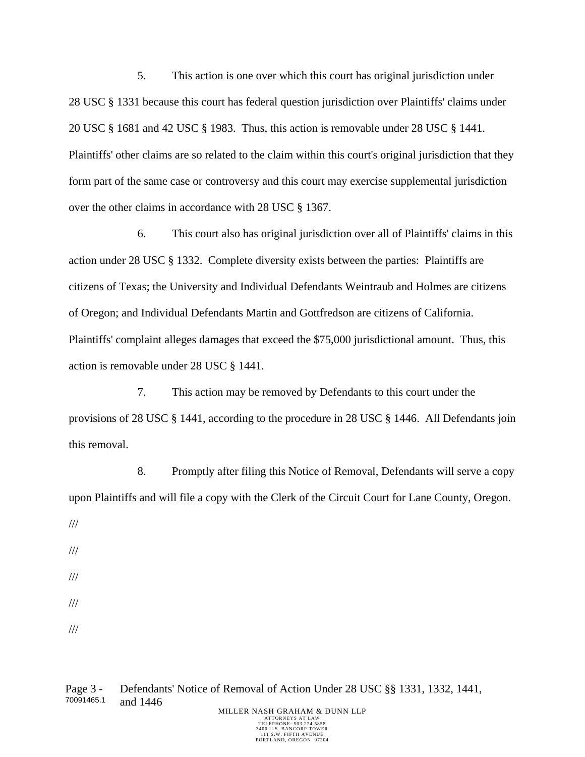5. This action is one over which this court has original jurisdiction under 28 USC § 1331 because this court has federal question jurisdiction over Plaintiffs' claims under 20 USC § 1681 and 42 USC § 1983. Thus, this action is removable under 28 USC § 1441. Plaintiffs' other claims are so related to the claim within this court's original jurisdiction that they form part of the same case or controversy and this court may exercise supplemental jurisdiction over the other claims in accordance with 28 USC § 1367.

6. This court also has original jurisdiction over all of Plaintiffs' claims in this action under 28 USC § 1332. Complete diversity exists between the parties: Plaintiffs are citizens of Texas; the University and Individual Defendants Weintraub and Holmes are citizens of Oregon; and Individual Defendants Martin and Gottfredson are citizens of California. Plaintiffs' complaint alleges damages that exceed the $75,000 jurisdictional amount. Thus, this action is removable under 28 USC § 1441.

7. This action may be removed by Defendants to this court under the provisions of 28 USC § 1441, according to the procedure in 28 USC § 1446. All Defendants join this removal.

8. Promptly after filing this Notice of Removal, Defendants will serve a copy upon Plaintiffs and will file a copy with the Clerk of the Circuit Court for Lane County, Oregon.

///

///

///

///

///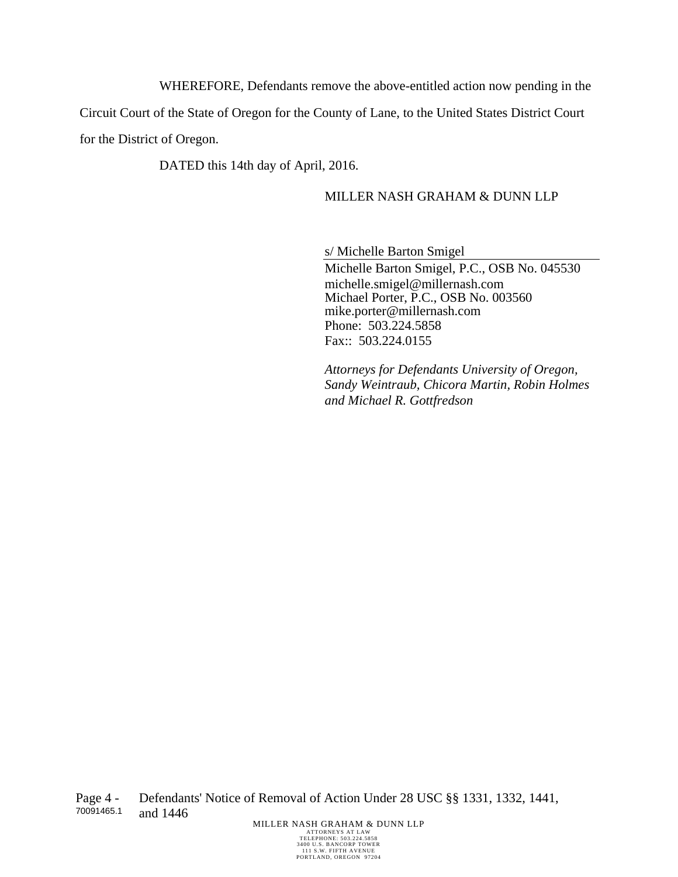WHEREFORE, Defendants remove the above-entitled action now pending in the Circuit Court of the State of Oregon for the County of Lane, to the United States District Court for the District of Oregon.

DATED this 14th day of April, 2016.

MILLER NASH GRAHAM & DUNN LLP

s/ Michelle Barton Smigel
Michelle Barton Smigel, P.C., OSB No. 045530
michelle.smigel@millernash.com
Michael Porter, P.C., OSB No. 003560
mike.porter@millernash.com
Phone: 503.224.5858
Fax:: 503.224.0155

*Attorneys for Defendants University of Oregon, Sandy Weintraub, Chicora Martin, Robin Holmes and Michael R. Gottfredson*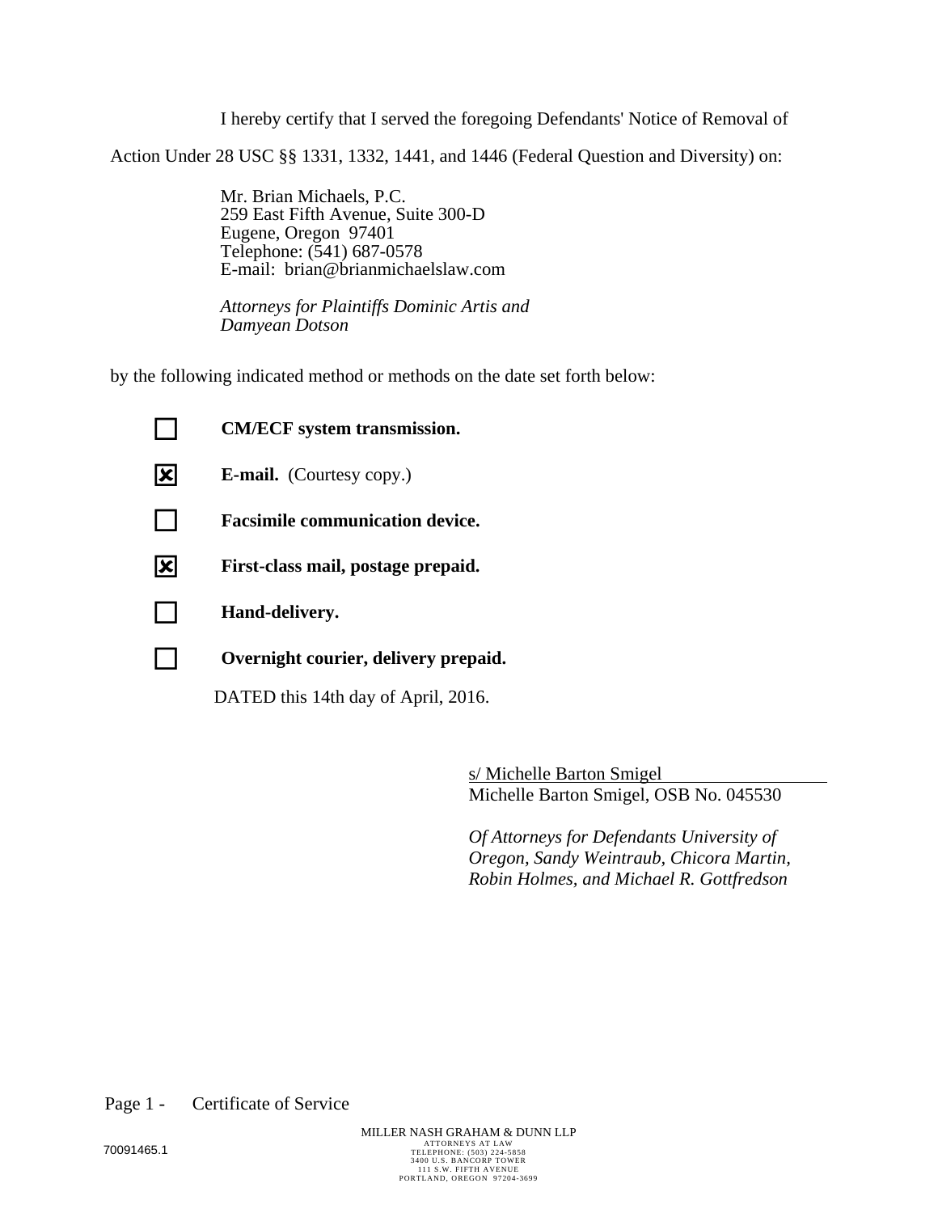I hereby certify that I served the foregoing Defendants' Notice of Removal of Action Under 28 USC §§ 1331, 1332, 1441, and 1446 (Federal Question and Diversity) on:

Mr. Brian Michaels, P.C.
259 East Fifth Avenue, Suite 300-D
Eugene, Oregon 97401
Telephone: (541) 687-0578
E-mail: brian@brianmichaelslaw.com

*Attorneys for Plaintiffs Dominic Artis and Damyean Dotson*

by the following indicated method or methods on the date set forth below:

- ☐ **CM/ECF system transmission.**
- ☒ **E-mail.** (Courtesy copy.)
- ☐ **Facsimile communication device.**
- ☒ **First-class mail, postage prepaid.**
- ☐ **Hand-delivery.**
- ☐ **Overnight courier, delivery prepaid.**

DATED this 14th day of April, 2016.

s/ Michelle Barton Smigel
Michelle Barton Smigel, OSB No. 045530

*Of Attorneys for Defendants University of Oregon, Sandy Weintraub, Chicora Martin, Robin Holmes, and Michael R. Gottfredson*

Page 1 - Certificate of Service

MILLER NASH GRAHAM & DUNN LLP
ATTORNEYS AT LAW
TELEPHONE: (503) 224-5858
3400 U.S. BANCORP TOWER
111 S.W. FIFTH AVENUE
PORTLAND, OREGON 97204-3699

70091465.1